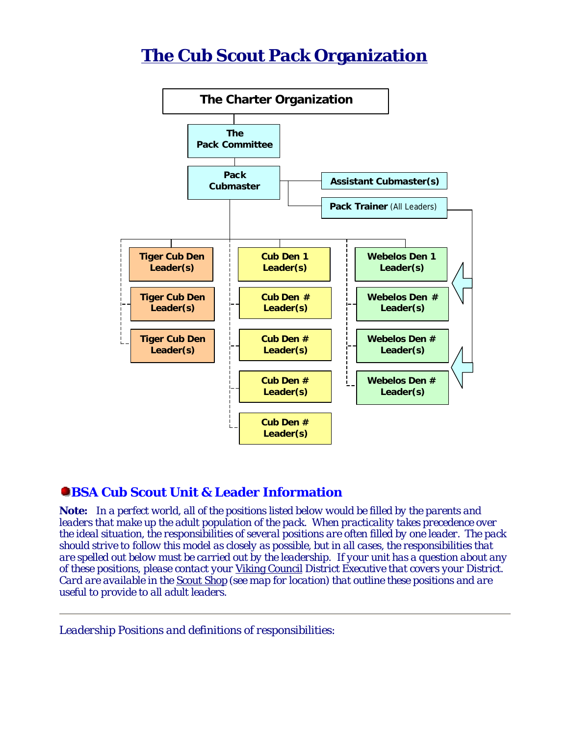# The Cub Scout Pack Organization

- **The Charter Organization**
  - **The Pack Committee**
    - **Pack Cubmaster**
      - **Assistant Cubmaster(s)**
      - **Pack Trainer** (All Leaders)
      - **Tiger Cub Den Leader(s)**
      - **Tiger Cub Den Leader(s)**
      - **Tiger Cub Den Leader(s)**
      - **Cub Den 1 Leader(s)**
      - **Cub Den # Leader(s)**
      - **Cub Den # Leader(s)**
      - **Cub Den # Leader(s)**
      - **Cub Den # Leader(s)**
      - **Webelos Den 1 Leader(s)**
      - **Webelos Den # Leader(s)**
      - **Webelos Den # Leader(s)**
      - **Webelos Den # Leader(s)**

## BSA Cub Scout Unit & Leader Information

**Note:** *In a perfect world, all of the positions listed below would be filled by the parents and leaders that make up the adult population of the pack. When practicality takes precedence over the ideal situation, the responsibilities of several positions are often filled by one leader. The pack should strive to follow this model as closely as possible, but in all cases, the responsibilities that are spelled out below must be carried out by the leadership. If your unit has a question about any of these positions, please contact your* Viking Council *District Executive that covers your District. Card are available in the* Scout Shop *(see map for location) that outline these positions and are useful to provide to all adult leaders.*

---

*Leadership Positions and definitions of responsibilities:*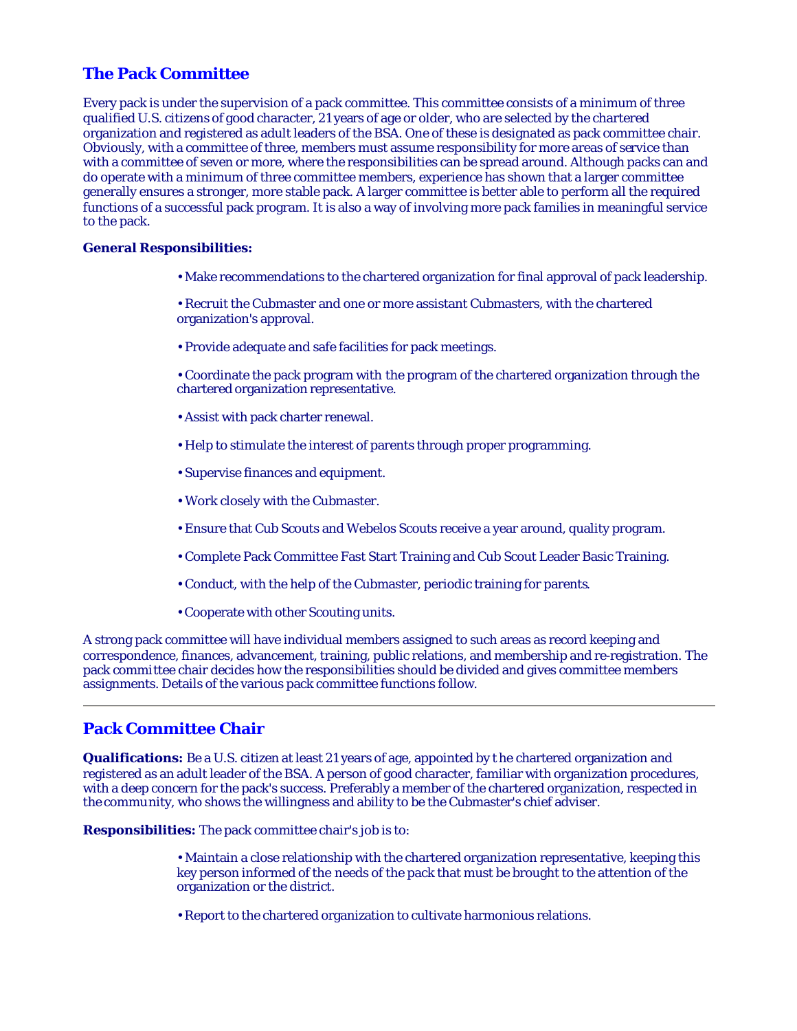## The Pack Committee

Every pack is under the supervision of a pack committee. This committee consists of a minimum of three qualified U.S. citizens of good character, 21 years of age or older, who are selected by the chartered organization and registered as adult leaders of the BSA. One of these is designated as pack committee chair. Obviously, with a committee of three, members must assume responsibility for more areas of service than with a committee of seven or more, where the responsibilities can be spread around. Although packs can and do operate with a minimum of three committee members, experience has shown that a larger committee generally ensures a stronger, more stable pack. A larger committee is better able to perform all the required functions of a successful pack program. It is also a way of involving more pack families in meaningful service to the pack.

**General Responsibilities:**

- Make recommendations to the chartered organization for final approval of pack leadership.
- Recruit the Cubmaster and one or more assistant Cubmasters, with the chartered organization's approval.
- Provide adequate and safe facilities for pack meetings.
- Coordinate the pack program with the program of the chartered organization through the chartered organization representative.
- Assist with pack charter renewal.
- Help to stimulate the interest of parents through proper programming.
- Supervise finances and equipment.
- Work closely with the Cubmaster.
- Ensure that Cub Scouts and Webelos Scouts receive a year around, quality program.
- Complete Pack Committee Fast Start Training and Cub Scout Leader Basic Training.
- Conduct, with the help of the Cubmaster, periodic training for parents.
- Cooperate with other Scouting units.

A strong pack committee will have individual members assigned to such areas as record keeping and correspondence, finances, advancement, training, public relations, and membership and re-registration. The pack committee chair decides how the responsibilities should be divided and gives committee members assignments. Details of the various pack committee functions follow.

---

## Pack Committee Chair

**Qualifications:** Be a U.S. citizen at least 21 years of age, appointed by the chartered organization and registered as an adult leader of the BSA. A person of good character, familiar with organization procedures, with a deep concern for the pack's success. Preferably a member of the chartered organization, respected in the community, who shows the willingness and ability to be the Cubmaster's chief adviser.

**Responsibilities:** The pack committee chair's job is to:

- Maintain a close relationship with the chartered organization representative, keeping this key person informed of the needs of the pack that must be brought to the attention of the organization or the district.
- Report to the chartered organization to cultivate harmonious relations.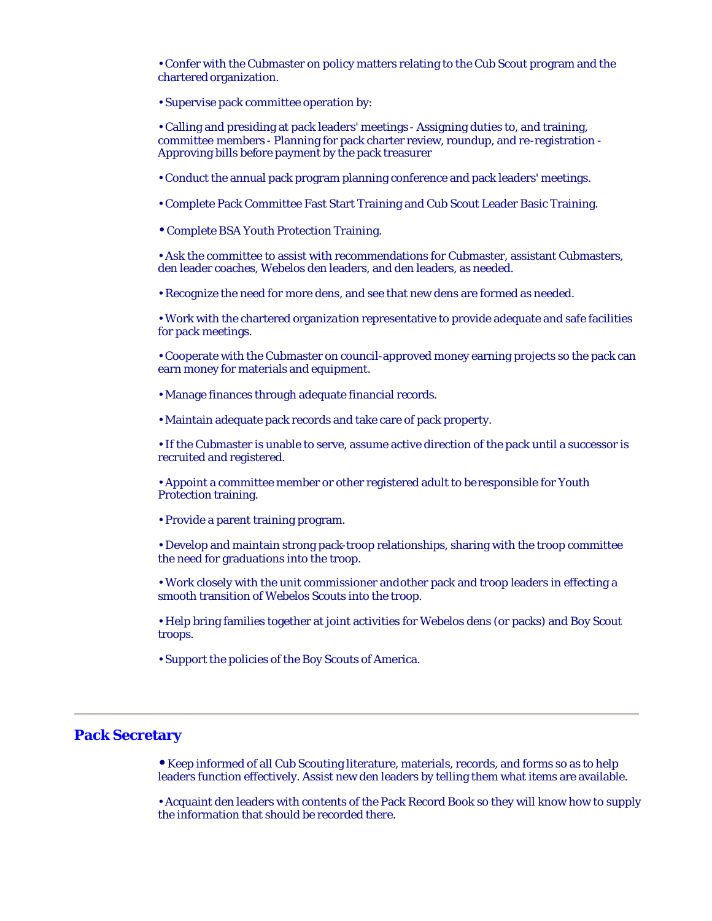- Confer with the Cubmaster on policy matters relating to the Cub Scout program and the chartered organization.

- Supervise pack committee operation by:

- Calling and presiding at pack leaders' meetings - Assigning duties to, and training, committee members - Planning for pack charter review, roundup, and re-registration - Approving bills before payment by the pack treasurer

- Conduct the annual pack program planning conference and pack leaders' meetings.

- Complete Pack Committee Fast Start Training and Cub Scout Leader Basic Training.

- Complete BSA Youth Protection Training.

- Ask the committee to assist with recommendations for Cubmaster, assistant Cubmasters, den leader coaches, Webelos den leaders, and den leaders, as needed.

- Recognize the need for more dens, and see that new dens are formed as needed.

- Work with the chartered organization representative to provide adequate and safe facilities for pack meetings.

- Cooperate with the Cubmaster on council-approved money earning projects so the pack can earn money for materials and equipment.

- Manage finances through adequate financial records.

- Maintain adequate pack records and take care of pack property.

- If the Cubmaster is unable to serve, assume active direction of the pack until a successor is recruited and registered.

- Appoint a committee member or other registered adult to be responsible for Youth Protection training.

- Provide a parent training program.

- Develop and maintain strong pack-troop relationships, sharing with the troop committee the need for graduations into the troop.

- Work closely with the unit commissioner and other pack and troop leaders in effecting a smooth transition of Webelos Scouts into the troop.

- Help bring families together at joint activities for Webelos dens (or packs) and Boy Scout troops.

- Support the policies of the Boy Scouts of America.

---

## Pack Secretary

- Keep informed of all Cub Scouting literature, materials, records, and forms so as to help leaders function effectively. Assist new den leaders by telling them what items are available.

- Acquaint den leaders with contents of the Pack Record Book so they will know how to supply the information that should be recorded there.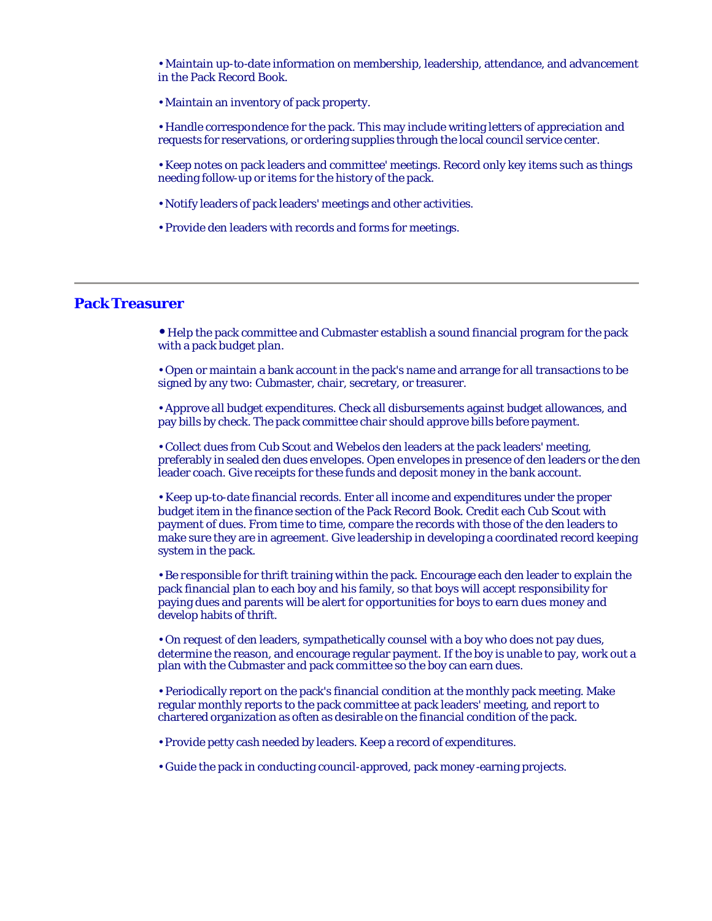- Maintain up-to-date information on membership, leadership, attendance, and advancement in the Pack Record Book.

- Maintain an inventory of pack property.

- Handle correspondence for the pack. This may include writing letters of appreciation and requests for reservations, or ordering supplies through the local council service center.

- Keep notes on pack leaders and committee' meetings. Record only key items such as things needing follow-up or items for the history of the pack.

- Notify leaders of pack leaders' meetings and other activities.

- Provide den leaders with records and forms for meetings.

---

## Pack Treasurer

- Help the pack committee and Cubmaster establish a sound financial program for the pack with a pack budget plan.

- Open or maintain a bank account in the pack's name and arrange for all transactions to be signed by any two: Cubmaster, chair, secretary, or treasurer.

- Approve all budget expenditures. Check all disbursements against budget allowances, and pay bills by check. The pack committee chair should approve bills before payment.

- Collect dues from Cub Scout and Webelos den leaders at the pack leaders' meeting, preferably in sealed den dues envelopes. Open envelopes in presence of den leaders or the den leader coach. Give receipts for these funds and deposit money in the bank account.

- Keep up-to-date financial records. Enter all income and expenditures under the proper budget item in the finance section of the Pack Record Book. Credit each Cub Scout with payment of dues. From time to time, compare the records with those of the den leaders to make sure they are in agreement. Give leadership in developing a coordinated record keeping system in the pack.

- Be responsible for thrift training within the pack. Encourage each den leader to explain the pack financial plan to each boy and his family, so that boys will accept responsibility for paying dues and parents will be alert for opportunities for boys to earn dues money and develop habits of thrift.

- On request of den leaders, sympathetically counsel with a boy who does not pay dues, determine the reason, and encourage regular payment. If the boy is unable to pay, work out a plan with the Cubmaster and pack committee so the boy can earn dues.

- Periodically report on the pack's financial condition at the monthly pack meeting. Make regular monthly reports to the pack committee at pack leaders' meeting, and report to chartered organization as often as desirable on the financial condition of the pack.

- Provide petty cash needed by leaders. Keep a record of expenditures.

- Guide the pack in conducting council-approved, pack money-earning projects.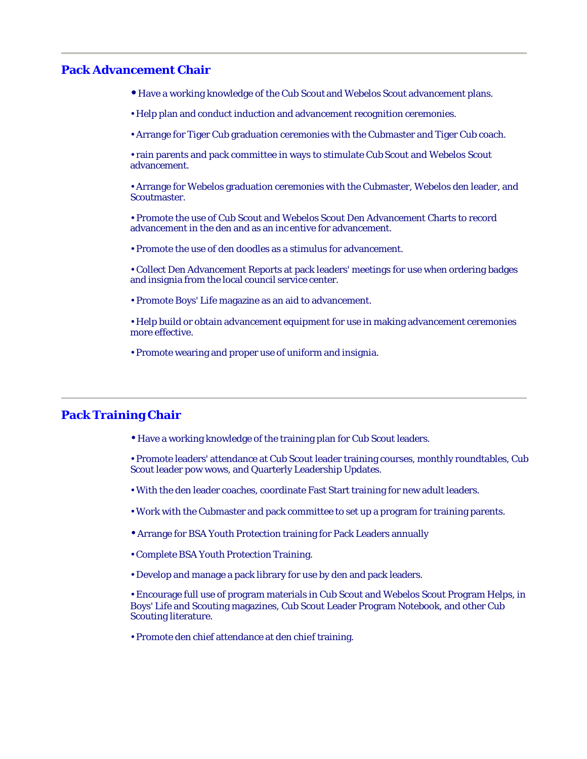## Pack Advancement Chair

- Have a working knowledge of the Cub Scout and Webelos Scout advancement plans.
- Help plan and conduct induction and advancement recognition ceremonies.
- Arrange for Tiger Cub graduation ceremonies with the Cubmaster and Tiger Cub coach.
- rain parents and pack committee in ways to stimulate Cub Scout and Webelos Scout advancement.
- Arrange for Webelos graduation ceremonies with the Cubmaster, Webelos den leader, and Scoutmaster.
- Promote the use of Cub Scout and Webelos Scout Den Advancement Charts to record advancement in the den and as an incentive for advancement.
- Promote the use of den doodles as a stimulus for advancement.
- Collect Den Advancement Reports at pack leaders' meetings for use when ordering badges and insignia from the local council service center.
- Promote Boys' Life magazine as an aid to advancement.
- Help build or obtain advancement equipment for use in making advancement ceremonies more effective.
- Promote wearing and proper use of uniform and insignia.

## Pack Training Chair

- Have a working knowledge of the training plan for Cub Scout leaders.
- Promote leaders' attendance at Cub Scout leader training courses, monthly roundtables, Cub Scout leader pow wows, and Quarterly Leadership Updates.
- With the den leader coaches, coordinate Fast Start training for new adult leaders.
- Work with the Cubmaster and pack committee to set up a program for training parents.
- Arrange for BSA Youth Protection training for Pack Leaders annually
- Complete BSA Youth Protection Training.
- Develop and manage a pack library for use by den and pack leaders.
- Encourage full use of program materials in Cub Scout and Webelos Scout Program Helps, in Boys' Life and Scouting magazines, Cub Scout Leader Program Notebook, and other Cub Scouting literature.
- Promote den chief attendance at den chief training.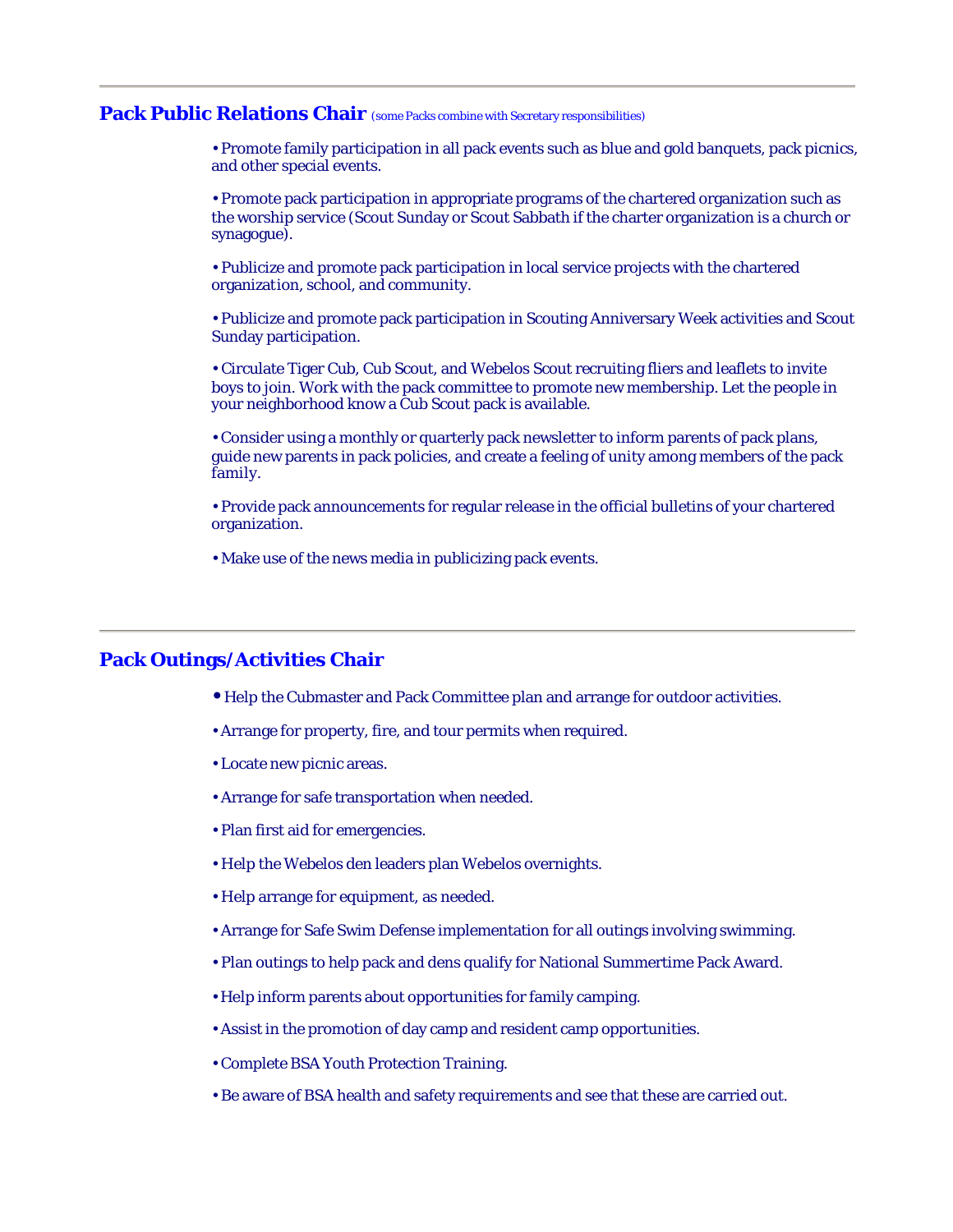---

## Pack Public Relations Chair (some Packs combine with Secretary responsibilities)

- Promote family participation in all pack events such as blue and gold banquets, pack picnics, and other special events.
- Promote pack participation in appropriate programs of the chartered organization such as the worship service (Scout Sunday or Scout Sabbath if the charter organization is a church or synagogue).
- Publicize and promote pack participation in local service projects with the chartered organization, school, and community.
- Publicize and promote pack participation in Scouting Anniversary Week activities and Scout Sunday participation.
- Circulate Tiger Cub, Cub Scout, and Webelos Scout recruiting fliers and leaflets to invite boys to join. Work with the pack committee to promote new membership. Let the people in your neighborhood know a Cub Scout pack is available.
- Consider using a monthly or quarterly pack newsletter to inform parents of pack plans, guide new parents in pack policies, and create a feeling of unity among members of the pack family.
- Provide pack announcements for regular release in the official bulletins of your chartered organization.
- Make use of the news media in publicizing pack events.

---

## Pack Outings/Activities Chair

- Help the Cubmaster and Pack Committee plan and arrange for outdoor activities.
- Arrange for property, fire, and tour permits when required.
- Locate new picnic areas.
- Arrange for safe transportation when needed.
- Plan first aid for emergencies.
- Help the Webelos den leaders plan Webelos overnights.
- Help arrange for equipment, as needed.
- Arrange for Safe Swim Defense implementation for all outings involving swimming.
- Plan outings to help pack and dens qualify for National Summertime Pack Award.
- Help inform parents about opportunities for family camping.
- Assist in the promotion of day camp and resident camp opportunities.
- Complete BSA Youth Protection Training.
- Be aware of BSA health and safety requirements and see that these are carried out.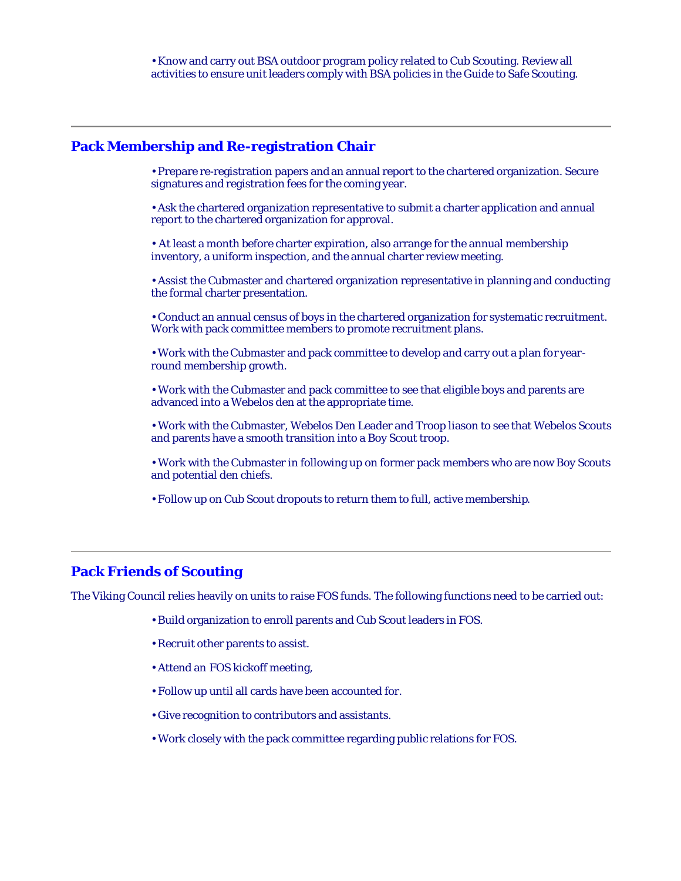- Know and carry out BSA outdoor program policy related to Cub Scouting. Review all activities to ensure unit leaders comply with BSA policies in the Guide to Safe Scouting.

---

## Pack Membership and Re-registration Chair

- Prepare re-registration papers and an annual report to the chartered organization. Secure signatures and registration fees for the coming year.
- Ask the chartered organization representative to submit a charter application and annual report to the chartered organization for approval.
- At least a month before charter expiration, also arrange for the annual membership inventory, a uniform inspection, and the annual charter review meeting.
- Assist the Cubmaster and chartered organization representative in planning and conducting the formal charter presentation.
- Conduct an annual census of boys in the chartered organization for systematic recruitment. Work with pack committee members to promote recruitment plans.
- Work with the Cubmaster and pack committee to develop and carry out a plan for year-round membership growth.
- Work with the Cubmaster and pack committee to see that eligible boys and parents are advanced into a Webelos den at the appropriate time.
- Work with the Cubmaster, Webelos Den Leader and Troop liason to see that Webelos Scouts and parents have a smooth transition into a Boy Scout troop.
- Work with the Cubmaster in following up on former pack members who are now Boy Scouts and potential den chiefs.
- Follow up on Cub Scout dropouts to return them to full, active membership.

---

## Pack Friends of Scouting

The Viking Council relies heavily on units to raise FOS funds. The following functions need to be carried out:

- Build organization to enroll parents and Cub Scout leaders in FOS.
- Recruit other parents to assist.
- Attend an FOS kickoff meeting,
- Follow up until all cards have been accounted for.
- Give recognition to contributors and assistants.
- Work closely with the pack committee regarding public relations for FOS.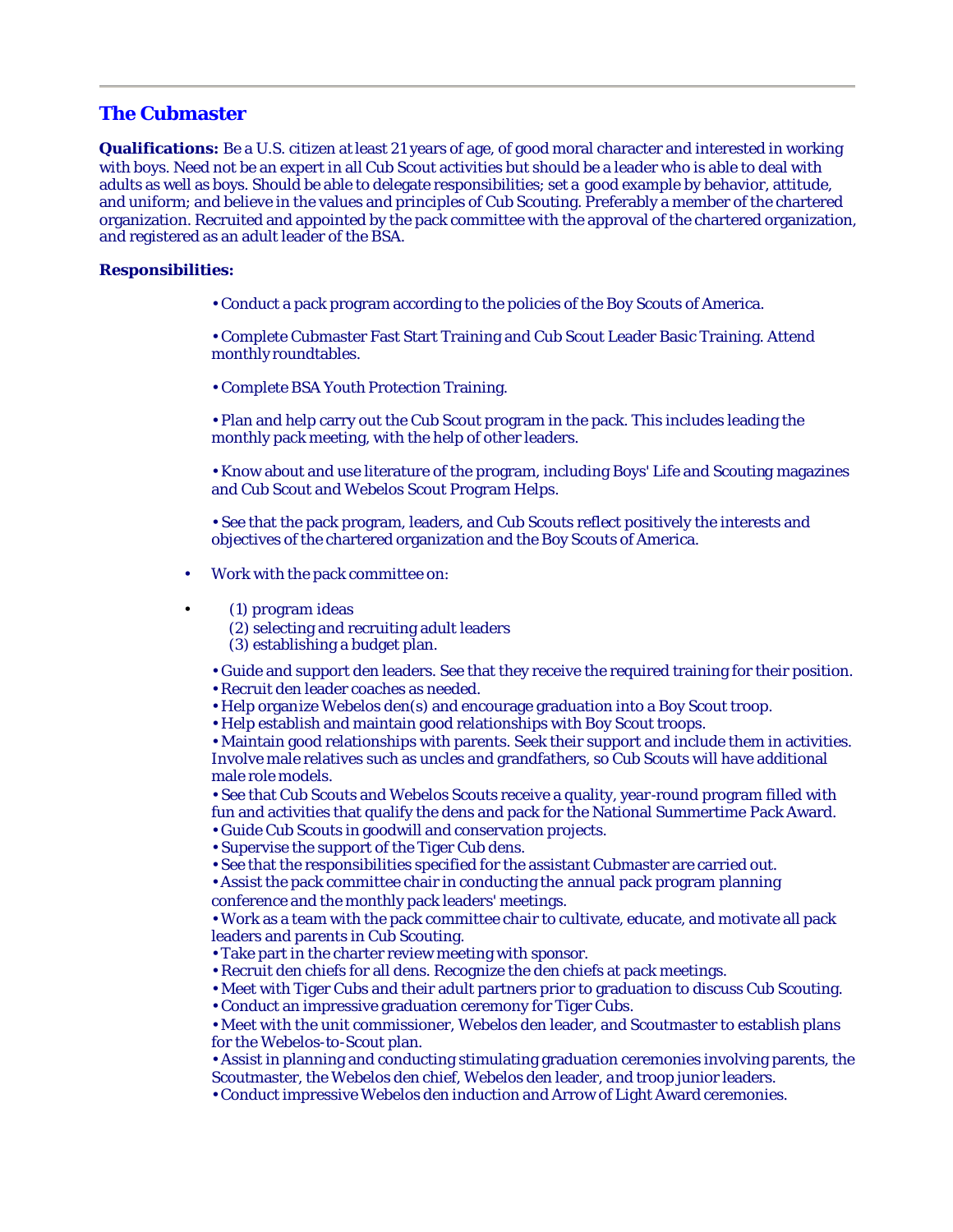---

## The Cubmaster

**Qualifications:** Be a U.S. citizen at least 21 years of age, of good moral character and interested in working with boys. Need not be an expert in all Cub Scout activities but should be a leader who is able to deal with adults as well as boys. Should be able to delegate responsibilities; set a good example by behavior, attitude, and uniform; and believe in the values and principles of Cub Scouting. Preferably a member of the chartered organization. Recruited and appointed by the pack committee with the approval of the chartered organization, and registered as an adult leader of the BSA.

**Responsibilities:**

- Conduct a pack program according to the policies of the Boy Scouts of America.
- Complete Cubmaster Fast Start Training and Cub Scout Leader Basic Training. Attend monthly roundtables.
- Complete BSA Youth Protection Training.
- Plan and help carry out the Cub Scout program in the pack. This includes leading the monthly pack meeting, with the help of other leaders.
- Know about and use literature of the program, including Boys' Life and Scouting magazines and Cub Scout and Webelos Scout Program Helps.
- See that the pack program, leaders, and Cub Scouts reflect positively the interests and objectives of the chartered organization and the Boy Scouts of America.
- Work with the pack committee on:
- (1) program ideas
  (2) selecting and recruiting adult leaders
  (3) establishing a budget plan.
- Guide and support den leaders. See that they receive the required training for their position.
- Recruit den leader coaches as needed.
- Help organize Webelos den(s) and encourage graduation into a Boy Scout troop.
- Help establish and maintain good relationships with Boy Scout troops.
- Maintain good relationships with parents. Seek their support and include them in activities. Involve male relatives such as uncles and grandfathers, so Cub Scouts will have additional male role models.
- See that Cub Scouts and Webelos Scouts receive a quality, year-round program filled with fun and activities that qualify the dens and pack for the National Summertime Pack Award.
- Guide Cub Scouts in goodwill and conservation projects.
- Supervise the support of the Tiger Cub dens.
- See that the responsibilities specified for the assistant Cubmaster are carried out.
- Assist the pack committee chair in conducting the annual pack program planning conference and the monthly pack leaders' meetings.
- Work as a team with the pack committee chair to cultivate, educate, and motivate all pack leaders and parents in Cub Scouting.
- Take part in the charter review meeting with sponsor.
- Recruit den chiefs for all dens. Recognize the den chiefs at pack meetings.
- Meet with Tiger Cubs and their adult partners prior to graduation to discuss Cub Scouting.
- Conduct an impressive graduation ceremony for Tiger Cubs.
- Meet with the unit commissioner, Webelos den leader, and Scoutmaster to establish plans for the Webelos-to-Scout plan.
- Assist in planning and conducting stimulating graduation ceremonies involving parents, the Scoutmaster, the Webelos den chief, Webelos den leader, and troop junior leaders.
- Conduct impressive Webelos den induction and Arrow of Light Award ceremonies.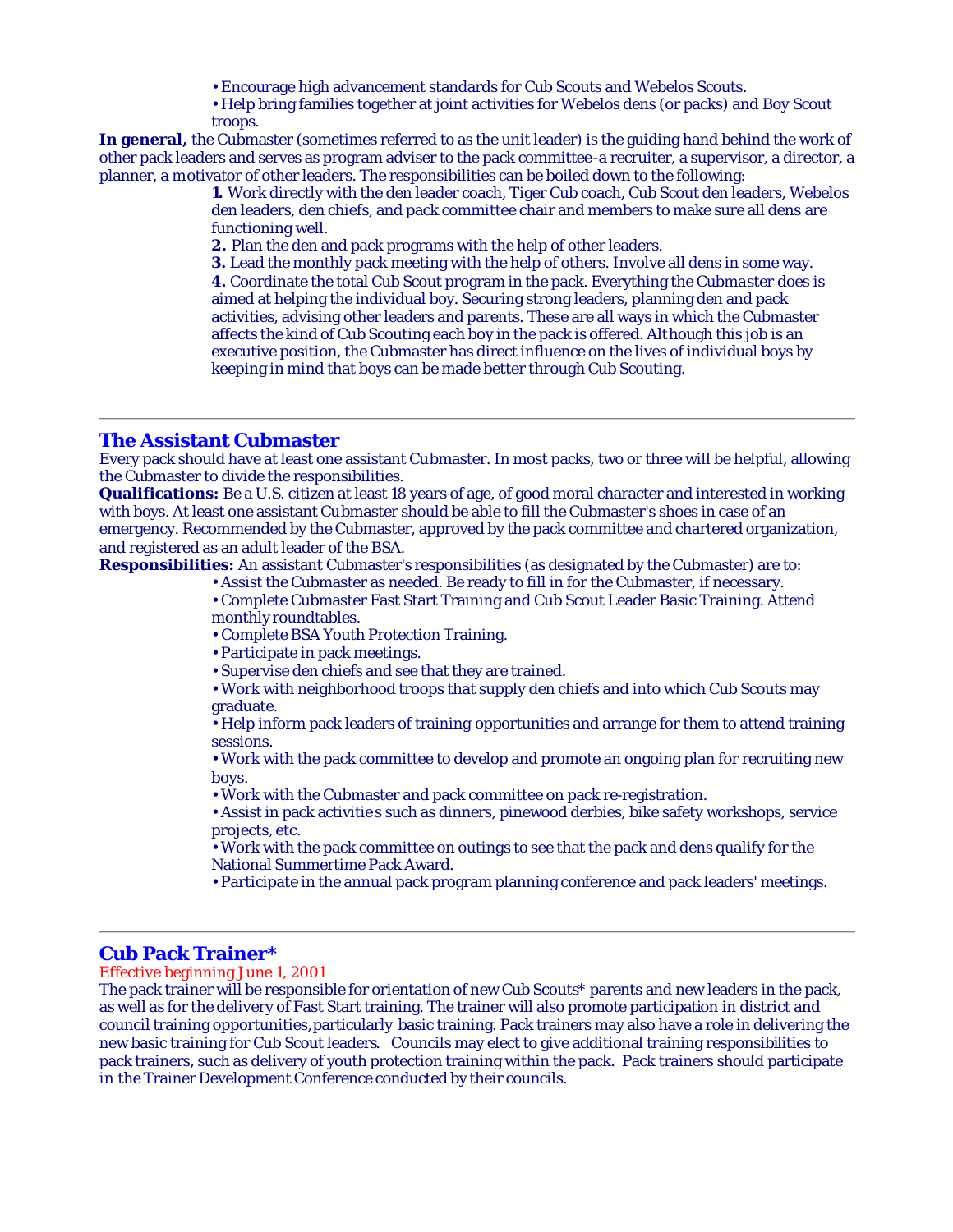- Encourage high advancement standards for Cub Scouts and Webelos Scouts.
- Help bring families together at joint activities for Webelos dens (or packs) and Boy Scout troops.

**In general,** the Cubmaster (sometimes referred to as the unit leader) is the guiding hand behind the work of other pack leaders and serves as program adviser to the pack committee-a recruiter, a supervisor, a director, a planner, a motivator of other leaders. The responsibilities can be boiled down to the following:

**1.** Work directly with the den leader coach, Tiger Cub coach, Cub Scout den leaders, Webelos den leaders, den chiefs, and pack committee chair and members to make sure all dens are functioning well.

**2.** Plan the den and pack programs with the help of other leaders.

**3.** Lead the monthly pack meeting with the help of others. Involve all dens in some way.

**4.** Coordinate the total Cub Scout program in the pack. Everything the Cubmaster does is aimed at helping the individual boy. Securing strong leaders, planning den and pack activities, advising other leaders and parents. These are all ways in which the Cubmaster affects the kind of Cub Scouting each boy in the pack is offered. Although this job is an executive position, the Cubmaster has direct influence on the lives of individual boys by keeping in mind that boys can be made better through Cub Scouting.

---

## The Assistant Cubmaster

Every pack should have at least one assistant Cubmaster. In most packs, two or three will be helpful, allowing the Cubmaster to divide the responsibilities.

**Qualifications:** Be a U.S. citizen at least 18 years of age, of good moral character and interested in working with boys. At least one assistant Cubmaster should be able to fill the Cubmaster's shoes in case of an emergency. Recommended by the Cubmaster, approved by the pack committee and chartered organization, and registered as an adult leader of the BSA.

**Responsibilities:** An assistant Cubmaster's responsibilities (as designated by the Cubmaster) are to:

- Assist the Cubmaster as needed. Be ready to fill in for the Cubmaster, if necessary.
- Complete Cubmaster Fast Start Training and Cub Scout Leader Basic Training. Attend monthly roundtables.
- Complete BSA Youth Protection Training.
- Participate in pack meetings.
- Supervise den chiefs and see that they are trained.
- Work with neighborhood troops that supply den chiefs and into which Cub Scouts may graduate.
- Help inform pack leaders of training opportunities and arrange for them to attend training sessions.
- Work with the pack committee to develop and promote an ongoing plan for recruiting new boys.
- Work with the Cubmaster and pack committee on pack re-registration.
- Assist in pack activities such as dinners, pinewood derbies, bike safety workshops, service projects, etc.
- Work with the pack committee on outings to see that the pack and dens qualify for the National Summertime Pack Award.
- Participate in the annual pack program planning conference and pack leaders' meetings.

---

## Cub Pack Trainer*

Effective beginning June 1, 2001

The pack trainer will be responsible for orientation of new Cub Scouts* parents and new leaders in the pack, as well as for the delivery of Fast Start training. The trainer will also promote participation in district and council training opportunities, particularly basic training. Pack trainers may also have a role in delivering the new basic training for Cub Scout leaders. Councils may elect to give additional training responsibilities to pack trainers, such as delivery of youth protection training within the pack. Pack trainers should participate in the Trainer Development Conference conducted by their councils.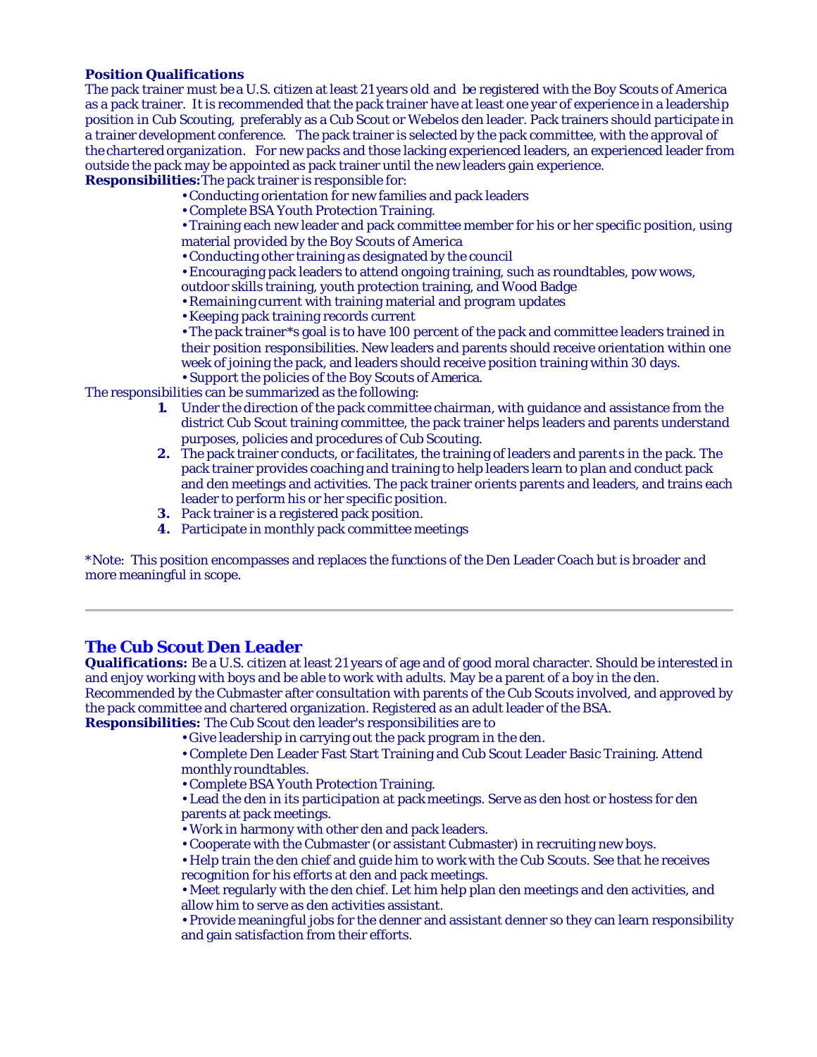**Position Qualifications**

The pack trainer must be a U.S. citizen at least 21 years old and be registered with the Boy Scouts of America as a pack trainer. It is recommended that the pack trainer have at least one year of experience in a leadership position in Cub Scouting, preferably as a Cub Scout or Webelos den leader. Pack trainers should participate in a trainer development conference. The pack trainer is selected by the pack committee, with the approval of the chartered organization. For new packs and those lacking experienced leaders, an experienced leader from outside the pack may be appointed as pack trainer until the new leaders gain experience.

**Responsibilities:** The pack trainer is responsible for:

- Conducting orientation for new families and pack leaders
- Complete BSA Youth Protection Training.
- Training each new leader and pack committee member for his or her specific position, using material provided by the Boy Scouts of America
- Conducting other training as designated by the council
- Encouraging pack leaders to attend ongoing training, such as roundtables, pow wows, outdoor skills training, youth protection training, and Wood Badge
- Remaining current with training material and program updates
- Keeping pack training records current
- The pack trainer*s goal is to have 100 percent of the pack and committee leaders trained in their position responsibilities. New leaders and parents should receive orientation within one week of joining the pack, and leaders should receive position training within 30 days.
- Support the policies of the Boy Scouts of America.

The responsibilities can be summarized as the following:

1. Under the direction of the pack committee chairman, with guidance and assistance from the district Cub Scout training committee, the pack trainer helps leaders and parents understand purposes, policies and procedures of Cub Scouting.
2. The pack trainer conducts, or facilitates, the training of leaders and parents in the pack. The pack trainer provides coaching and training to help leaders learn to plan and conduct pack and den meetings and activities. The pack trainer orients parents and leaders, and trains each leader to perform his or her specific position.
3. Pack trainer is a registered pack position.
4. Participate in monthly pack committee meetings

*Note: This position encompasses and replaces the functions of the Den Leader Coach but is broader and more meaningful in scope.

---

## The Cub Scout Den Leader

**Qualifications:** Be a U.S. citizen at least 21 years of age and of good moral character. Should be interested in and enjoy working with boys and be able to work with adults. May be a parent of a boy in the den. Recommended by the Cubmaster after consultation with parents of the Cub Scouts involved, and approved by the pack committee and chartered organization. Registered as an adult leader of the BSA.

**Responsibilities:** The Cub Scout den leader's responsibilities are to

- Give leadership in carrying out the pack program in the den.
- Complete Den Leader Fast Start Training and Cub Scout Leader Basic Training. Attend monthly roundtables.
- Complete BSA Youth Protection Training.
- Lead the den in its participation at pack meetings. Serve as den host or hostess for den parents at pack meetings.
- Work in harmony with other den and pack leaders.
- Cooperate with the Cubmaster (or assistant Cubmaster) in recruiting new boys.
- Help train the den chief and guide him to work with the Cub Scouts. See that he receives recognition for his efforts at den and pack meetings.
- Meet regularly with the den chief. Let him help plan den meetings and den activities, and allow him to serve as den activities assistant.
- Provide meaningful jobs for the denner and assistant denner so they can learn responsibility and gain satisfaction from their efforts.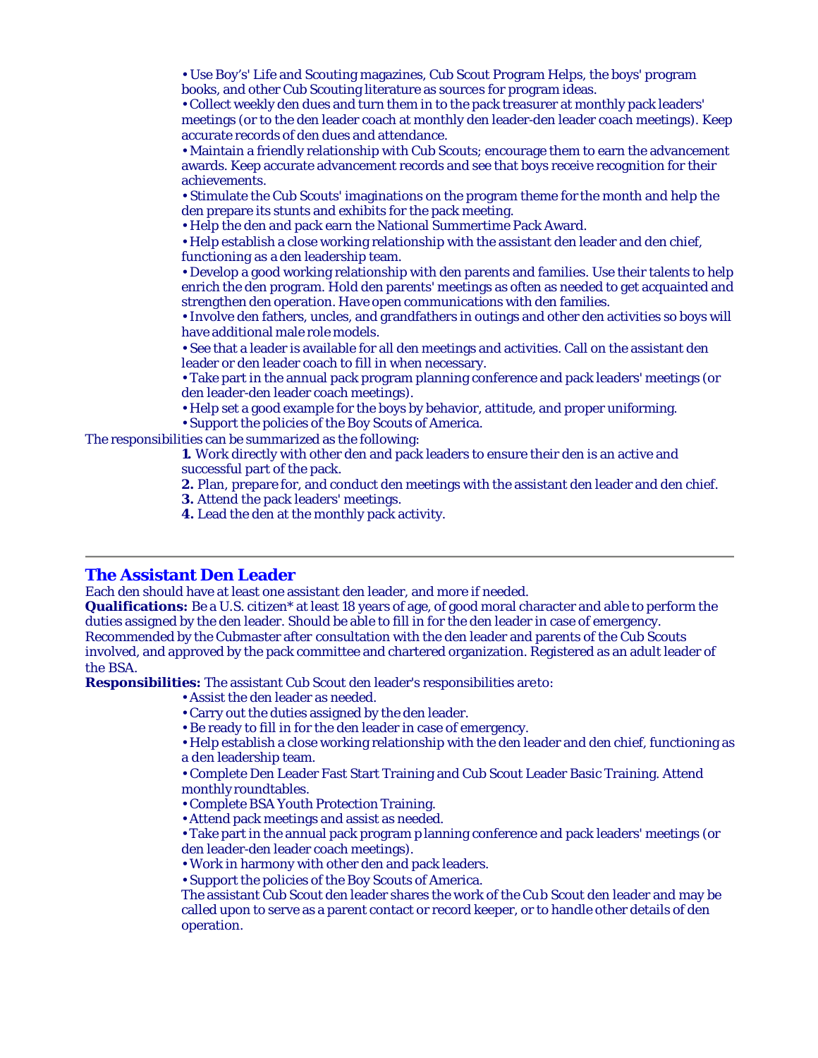- Use Boy's' Life and Scouting magazines, Cub Scout Program Helps, the boys' program books, and other Cub Scouting literature as sources for program ideas.
- Collect weekly den dues and turn them in to the pack treasurer at monthly pack leaders' meetings (or to the den leader coach at monthly den leader-den leader coach meetings). Keep accurate records of den dues and attendance.
- Maintain a friendly relationship with Cub Scouts; encourage them to earn the advancement awards. Keep accurate advancement records and see that boys receive recognition for their achievements.
- Stimulate the Cub Scouts' imaginations on the program theme for the month and help the den prepare its stunts and exhibits for the pack meeting.
- Help the den and pack earn the National Summertime Pack Award.
- Help establish a close working relationship with the assistant den leader and den chief, functioning as a den leadership team.
- Develop a good working relationship with den parents and families. Use their talents to help enrich the den program. Hold den parents' meetings as often as needed to get acquainted and strengthen den operation. Have open communications with den families.
- Involve den fathers, uncles, and grandfathers in outings and other den activities so boys will have additional male role models.
- See that a leader is available for all den meetings and activities. Call on the assistant den leader or den leader coach to fill in when necessary.
- Take part in the annual pack program planning conference and pack leaders' meetings (or den leader-den leader coach meetings).
- Help set a good example for the boys by behavior, attitude, and proper uniforming.
- Support the policies of the Boy Scouts of America.

The responsibilities can be summarized as the following:

**1.** Work directly with other den and pack leaders to ensure their den is an active and successful part of the pack.
**2.** Plan, prepare for, and conduct den meetings with the assistant den leader and den chief.
**3.** Attend the pack leaders' meetings.
**4.** Lead the den at the monthly pack activity.

---

## The Assistant Den Leader

Each den should have at least one assistant den leader, and more if needed.

**Qualifications:** Be a U.S. citizen* at least 18 years of age, of good moral character and able to perform the duties assigned by the den leader. Should be able to fill in for the den leader in case of emergency. Recommended by the Cubmaster after consultation with the den leader and parents of the Cub Scouts involved, and approved by the pack committee and chartered organization. Registered as an adult leader of the BSA.

**Responsibilities:** The assistant Cub Scout den leader's responsibilities are to:

- Assist the den leader as needed.
- Carry out the duties assigned by the den leader.
- Be ready to fill in for the den leader in case of emergency.
- Help establish a close working relationship with the den leader and den chief, functioning as a den leadership team.
- Complete Den Leader Fast Start Training and Cub Scout Leader Basic Training. Attend monthly roundtables.
- Complete BSA Youth Protection Training.
- Attend pack meetings and assist as needed.
- Take part in the annual pack program planning conference and pack leaders' meetings (or den leader-den leader coach meetings).
- Work in harmony with other den and pack leaders.
- Support the policies of the Boy Scouts of America.

The assistant Cub Scout den leader shares the work of the Cub Scout den leader and may be called upon to serve as a parent contact or record keeper, or to handle other details of den operation.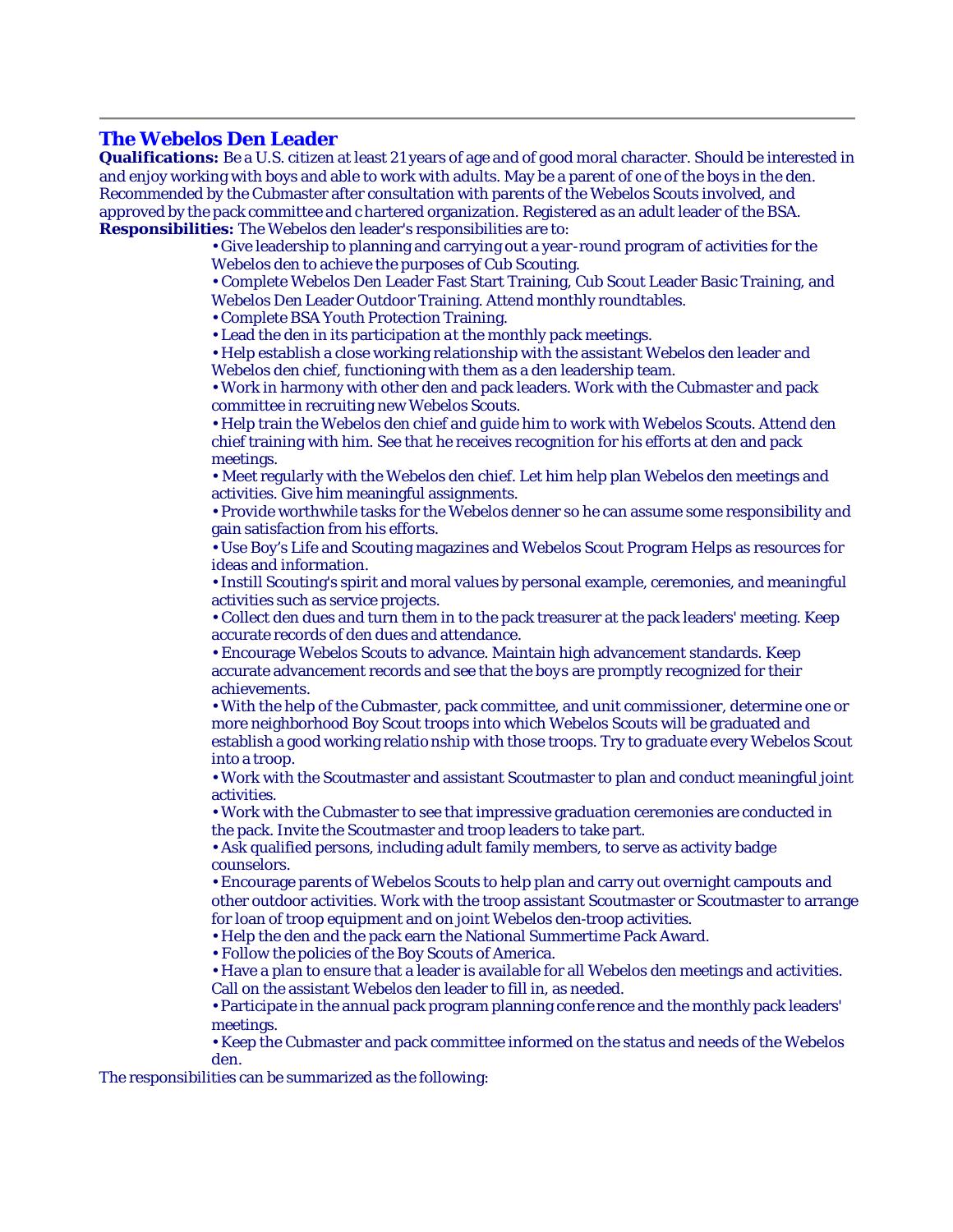---

## The Webelos Den Leader

**Qualifications:** Be a U.S. citizen at least 21 years of age and of good moral character. Should be interested in and enjoy working with boys and able to work with adults. May be a parent of one of the boys in the den. Recommended by the Cubmaster after consultation with parents of the Webelos Scouts involved, and approved by the pack committee and chartered organization. Registered as an adult leader of the BSA.

**Responsibilities:** The Webelos den leader's responsibilities are to:

- Give leadership to planning and carrying out a year-round program of activities for the Webelos den to achieve the purposes of Cub Scouting.
- Complete Webelos Den Leader Fast Start Training, Cub Scout Leader Basic Training, and Webelos Den Leader Outdoor Training. Attend monthly roundtables.
- Complete BSA Youth Protection Training.
- Lead the den in its participation at the monthly pack meetings.
- Help establish a close working relationship with the assistant Webelos den leader and Webelos den chief, functioning with them as a den leadership team.
- Work in harmony with other den and pack leaders. Work with the Cubmaster and pack committee in recruiting new Webelos Scouts.
- Help train the Webelos den chief and guide him to work with Webelos Scouts. Attend den chief training with him. See that he receives recognition for his efforts at den and pack meetings.
- Meet regularly with the Webelos den chief. Let him help plan Webelos den meetings and activities. Give him meaningful assignments.
- Provide worthwhile tasks for the Webelos denner so he can assume some responsibility and gain satisfaction from his efforts.
- Use Boy's Life and Scouting magazines and Webelos Scout Program Helps as resources for ideas and information.
- Instill Scouting's spirit and moral values by personal example, ceremonies, and meaningful activities such as service projects.
- Collect den dues and turn them in to the pack treasurer at the pack leaders' meeting. Keep accurate records of den dues and attendance.
- Encourage Webelos Scouts to advance. Maintain high advancement standards. Keep accurate advancement records and see that the boys are promptly recognized for their achievements.
- With the help of the Cubmaster, pack committee, and unit commissioner, determine one or more neighborhood Boy Scout troops into which Webelos Scouts will be graduated and establish a good working relationship with those troops. Try to graduate every Webelos Scout into a troop.
- Work with the Scoutmaster and assistant Scoutmaster to plan and conduct meaningful joint activities.
- Work with the Cubmaster to see that impressive graduation ceremonies are conducted in the pack. Invite the Scoutmaster and troop leaders to take part.
- Ask qualified persons, including adult family members, to serve as activity badge counselors.
- Encourage parents of Webelos Scouts to help plan and carry out overnight campouts and other outdoor activities. Work with the troop assistant Scoutmaster or Scoutmaster to arrange for loan of troop equipment and on joint Webelos den-troop activities.
- Help the den and the pack earn the National Summertime Pack Award.
- Follow the policies of the Boy Scouts of America.
- Have a plan to ensure that a leader is available for all Webelos den meetings and activities. Call on the assistant Webelos den leader to fill in, as needed.
- Participate in the annual pack program planning conference and the monthly pack leaders' meetings.
- Keep the Cubmaster and pack committee informed on the status and needs of the Webelos den.

The responsibilities can be summarized as the following: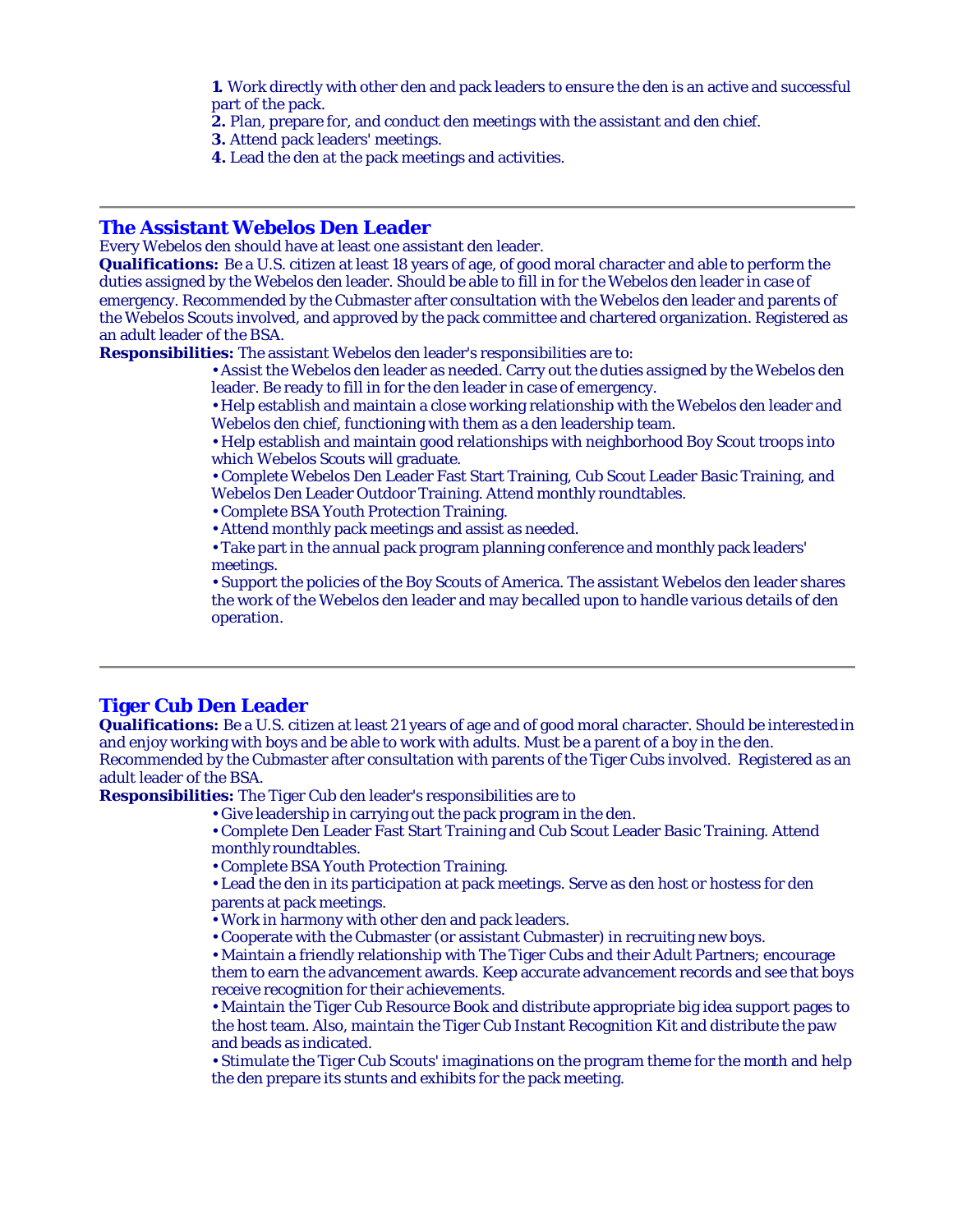**1.** Work directly with other den and pack leaders to ensure the den is an active and successful part of the pack.
**2.** Plan, prepare for, and conduct den meetings with the assistant and den chief.
**3.** Attend pack leaders' meetings.
**4.** Lead the den at the pack meetings and activities.

---

## The Assistant Webelos Den Leader

Every Webelos den should have at least one assistant den leader.

**Qualifications:** Be a U.S. citizen at least 18 years of age, of good moral character and able to perform the duties assigned by the Webelos den leader. Should be able to fill in for the Webelos den leader in case of emergency. Recommended by the Cubmaster after consultation with the Webelos den leader and parents of the Webelos Scouts involved, and approved by the pack committee and chartered organization. Registered as an adult leader of the BSA.

**Responsibilities:** The assistant Webelos den leader's responsibilities are to:

- Assist the Webelos den leader as needed. Carry out the duties assigned by the Webelos den leader. Be ready to fill in for the den leader in case of emergency.
- Help establish and maintain a close working relationship with the Webelos den leader and Webelos den chief, functioning with them as a den leadership team.
- Help establish and maintain good relationships with neighborhood Boy Scout troops into which Webelos Scouts will graduate.
- Complete Webelos Den Leader Fast Start Training, Cub Scout Leader Basic Training, and Webelos Den Leader Outdoor Training. Attend monthly roundtables.
- Complete BSA Youth Protection Training.
- Attend monthly pack meetings and assist as needed.
- Take part in the annual pack program planning conference and monthly pack leaders' meetings.
- Support the policies of the Boy Scouts of America. The assistant Webelos den leader shares the work of the Webelos den leader and may becalled upon to handle various details of den operation.

---

## Tiger Cub Den Leader

**Qualifications:** Be a U.S. citizen at least 21 years of age and of good moral character. Should be interested in and enjoy working with boys and be able to work with adults. Must be a parent of a boy in the den. Recommended by the Cubmaster after consultation with parents of the Tiger Cubs involved. Registered as an adult leader of the BSA.

**Responsibilities:** The Tiger Cub den leader's responsibilities are to

- Give leadership in carrying out the pack program in the den.
- Complete Den Leader Fast Start Training and Cub Scout Leader Basic Training. Attend monthly roundtables.
- Complete BSA Youth Protection Training.
- Lead the den in its participation at pack meetings. Serve as den host or hostess for den parents at pack meetings.
- Work in harmony with other den and pack leaders.
- Cooperate with the Cubmaster (or assistant Cubmaster) in recruiting new boys.
- Maintain a friendly relationship with The Tiger Cubs and their Adult Partners; encourage them to earn the advancement awards. Keep accurate advancement records and see that boys receive recognition for their achievements.
- Maintain the Tiger Cub Resource Book and distribute appropriate big idea support pages to the host team. Also, maintain the Tiger Cub Instant Recognition Kit and distribute the paw and beads as indicated.
- Stimulate the Tiger Cub Scouts' imaginations on the program theme for the month and help the den prepare its stunts and exhibits for the pack meeting.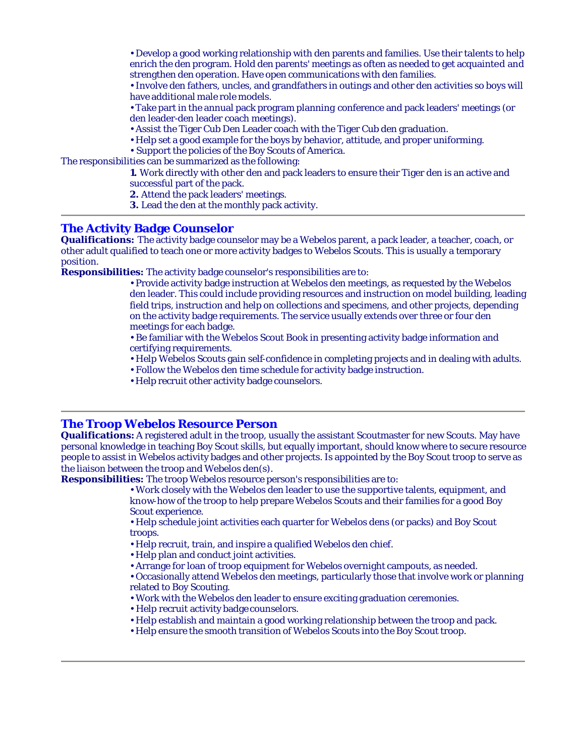- Develop a good working relationship with den parents and families. Use their talents to help enrich the den program. Hold den parents' meetings as often as needed to get acquainted and strengthen den operation. Have open communications with den families.
- Involve den fathers, uncles, and grandfathers in outings and other den activities so boys will have additional male role models.
- Take part in the annual pack program planning conference and pack leaders' meetings (or den leader-den leader coach meetings).
- Assist the Tiger Cub Den Leader coach with the Tiger Cub den graduation.
- Help set a good example for the boys by behavior, attitude, and proper uniforming.
- Support the policies of the Boy Scouts of America.

The responsibilities can be summarized as the following:

**1.** Work directly with other den and pack leaders to ensure their Tiger den is an active and successful part of the pack.
**2.** Attend the pack leaders' meetings.
**3.** Lead the den at the monthly pack activity.

---

## The Activity Badge Counselor

**Qualifications:** The activity badge counselor may be a Webelos parent, a pack leader, a teacher, coach, or other adult qualified to teach one or more activity badges to Webelos Scouts. This is usually a temporary position.

**Responsibilities:** The activity badge counselor's responsibilities are to:

- Provide activity badge instruction at Webelos den meetings, as requested by the Webelos den leader. This could include providing resources and instruction on model building, leading field trips, instruction and help on collections and specimens, and other projects, depending on the activity badge requirements. The service usually extends over three or four den meetings for each badge.
- Be familiar with the Webelos Scout Book in presenting activity badge information and certifying requirements.
- Help Webelos Scouts gain self-confidence in completing projects and in dealing with adults.
- Follow the Webelos den time schedule for activity badge instruction.
- Help recruit other activity badge counselors.

---

## The Troop Webelos Resource Person

**Qualifications:** A registered adult in the troop, usually the assistant Scoutmaster for new Scouts. May have personal knowledge in teaching Boy Scout skills, but equally important, should know where to secure resource people to assist in Webelos activity badges and other projects. Is appointed by the Boy Scout troop to serve as the liaison between the troop and Webelos den(s).

**Responsibilities:** The troop Webelos resource person's responsibilities are to:

- Work closely with the Webelos den leader to use the supportive talents, equipment, and know-how of the troop to help prepare Webelos Scouts and their families for a good Boy Scout experience.
- Help schedule joint activities each quarter for Webelos dens (or packs) and Boy Scout troops.
- Help recruit, train, and inspire a qualified Webelos den chief.
- Help plan and conduct joint activities.
- Arrange for loan of troop equipment for Webelos overnight campouts, as needed.
- Occasionally attend Webelos den meetings, particularly those that involve work or planning related to Boy Scouting.
- Work with the Webelos den leader to ensure exciting graduation ceremonies.
- Help recruit activity badge counselors.
- Help establish and maintain a good working relationship between the troop and pack.
- Help ensure the smooth transition of Webelos Scouts into the Boy Scout troop.

---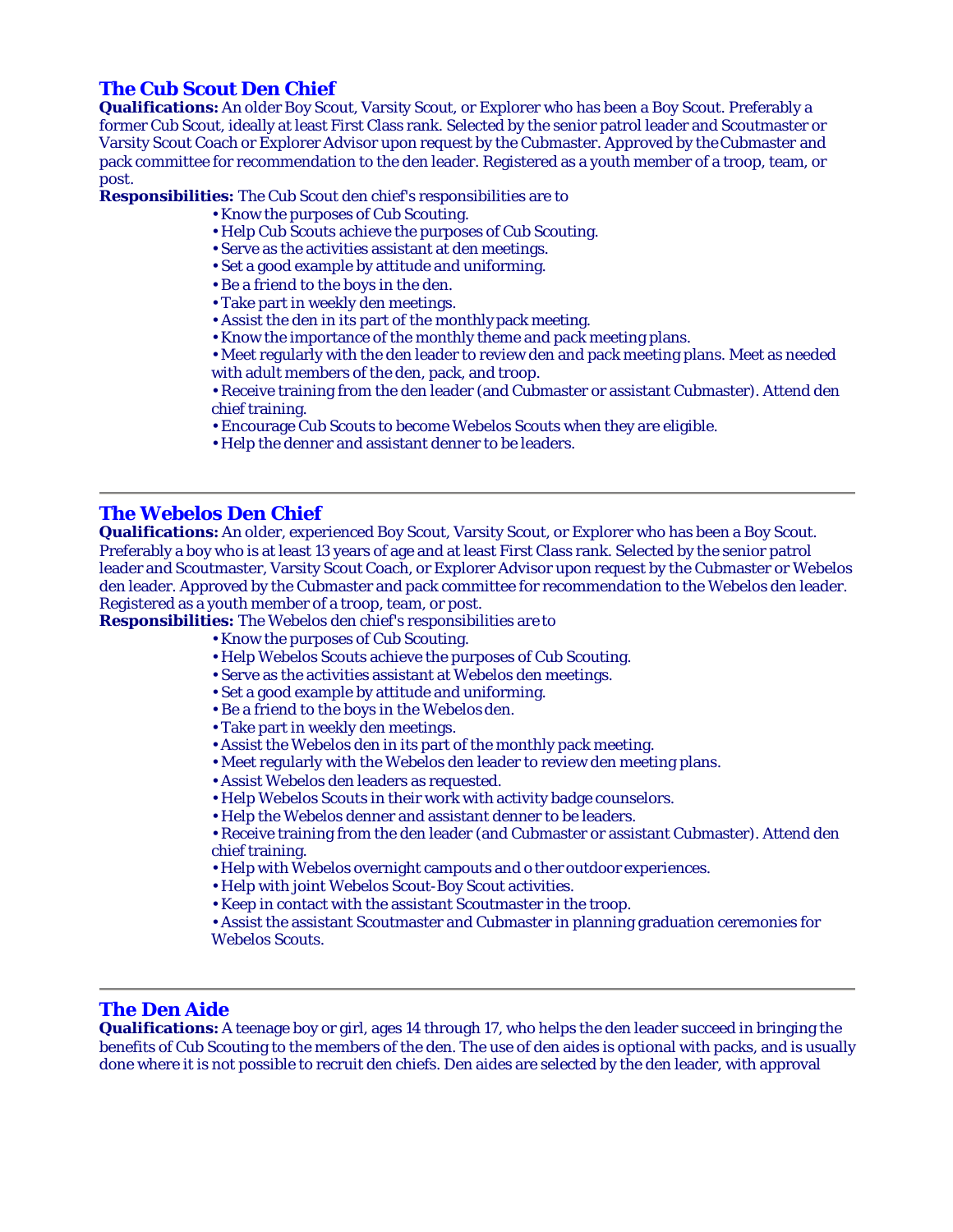## The Cub Scout Den Chief

**Qualifications:** An older Boy Scout, Varsity Scout, or Explorer who has been a Boy Scout. Preferably a former Cub Scout, ideally at least First Class rank. Selected by the senior patrol leader and Scoutmaster or Varsity Scout Coach or Explorer Advisor upon request by the Cubmaster. Approved by the Cubmaster and pack committee for recommendation to the den leader. Registered as a youth member of a troop, team, or post.

**Responsibilities:** The Cub Scout den chief's responsibilities are to

- Know the purposes of Cub Scouting.
- Help Cub Scouts achieve the purposes of Cub Scouting.
- Serve as the activities assistant at den meetings.
- Set a good example by attitude and uniforming.
- Be a friend to the boys in the den.
- Take part in weekly den meetings.
- Assist the den in its part of the monthly pack meeting.
- Know the importance of the monthly theme and pack meeting plans.
- Meet regularly with the den leader to review den and pack meeting plans. Meet as needed with adult members of the den, pack, and troop.
- Receive training from the den leader (and Cubmaster or assistant Cubmaster). Attend den chief training.
- Encourage Cub Scouts to become Webelos Scouts when they are eligible.
- Help the denner and assistant denner to be leaders.

---

## The Webelos Den Chief

**Qualifications:** An older, experienced Boy Scout, Varsity Scout, or Explorer who has been a Boy Scout. Preferably a boy who is at least 13 years of age and at least First Class rank. Selected by the senior patrol leader and Scoutmaster, Varsity Scout Coach, or Explorer Advisor upon request by the Cubmaster or Webelos den leader. Approved by the Cubmaster and pack committee for recommendation to the Webelos den leader. Registered as a youth member of a troop, team, or post.

**Responsibilities:** The Webelos den chief's responsibilities are to

- Know the purposes of Cub Scouting.
- Help Webelos Scouts achieve the purposes of Cub Scouting.
- Serve as the activities assistant at Webelos den meetings.
- Set a good example by attitude and uniforming.
- Be a friend to the boys in the Webelos den.
- Take part in weekly den meetings.
- Assist the Webelos den in its part of the monthly pack meeting.
- Meet regularly with the Webelos den leader to review den meeting plans.
- Assist Webelos den leaders as requested.
- Help Webelos Scouts in their work with activity badge counselors.
- Help the Webelos denner and assistant denner to be leaders.
- Receive training from the den leader (and Cubmaster or assistant Cubmaster). Attend den chief training.
- Help with Webelos overnight campouts and other outdoor experiences.
- Help with joint Webelos Scout-Boy Scout activities.
- Keep in contact with the assistant Scoutmaster in the troop.
- Assist the assistant Scoutmaster and Cubmaster in planning graduation ceremonies for Webelos Scouts.

---

## The Den Aide

**Qualifications:** A teenage boy or girl, ages 14 through 17, who helps the den leader succeed in bringing the benefits of Cub Scouting to the members of the den. The use of den aides is optional with packs, and is usually done where it is not possible to recruit den chiefs. Den aides are selected by the den leader, with approval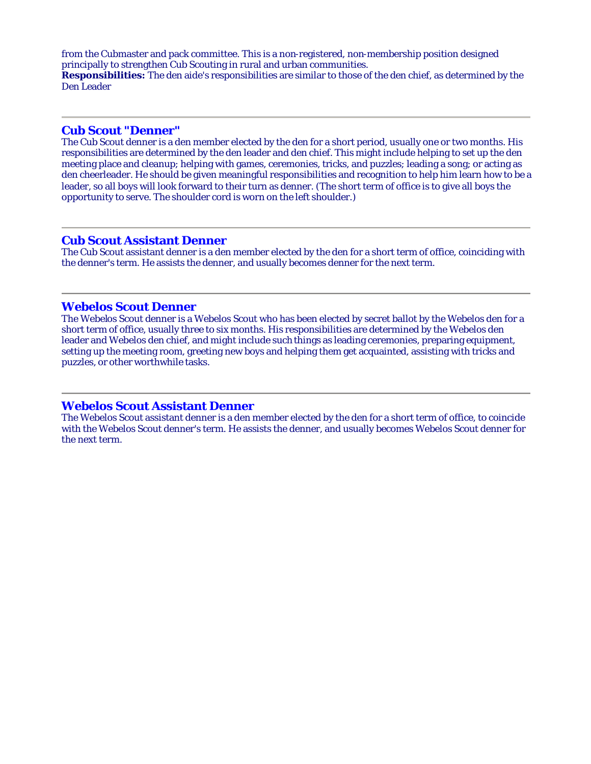from the Cubmaster and pack committee. This is a non-registered, non-membership position designed principally to strengthen Cub Scouting in rural and urban communities.
**Responsibilities:** The den aide's responsibilities are similar to those of the den chief, as determined by the Den Leader

---

## Cub Scout "Denner"

The Cub Scout denner is a den member elected by the den for a short period, usually one or two months. His responsibilities are determined by the den leader and den chief. This might include helping to set up the den meeting place and cleanup; helping with games, ceremonies, tricks, and puzzles; leading a song; or acting as den cheerleader. He should be given meaningful responsibilities and recognition to help him learn how to be a leader, so all boys will look forward to their turn as denner. (The short term of office is to give all boys the opportunity to serve. The shoulder cord is worn on the left shoulder.)

---

## Cub Scout Assistant Denner

The Cub Scout assistant denner is a den member elected by the den for a short term of office, coinciding with the denner's term. He assists the denner, and usually becomes denner for the next term.

---

## Webelos Scout Denner

The Webelos Scout denner is a Webelos Scout who has been elected by secret ballot by the Webelos den for a short term of office, usually three to six months. His responsibilities are determined by the Webelos den leader and Webelos den chief, and might include such things as leading ceremonies, preparing equipment, setting up the meeting room, greeting new boys and helping them get acquainted, assisting with tricks and puzzles, or other worthwhile tasks.

---

## Webelos Scout Assistant Denner

The Webelos Scout assistant denner is a den member elected by the den for a short term of office, to coincide with the Webelos Scout denner's term. He assists the denner, and usually becomes Webelos Scout denner for the next term.